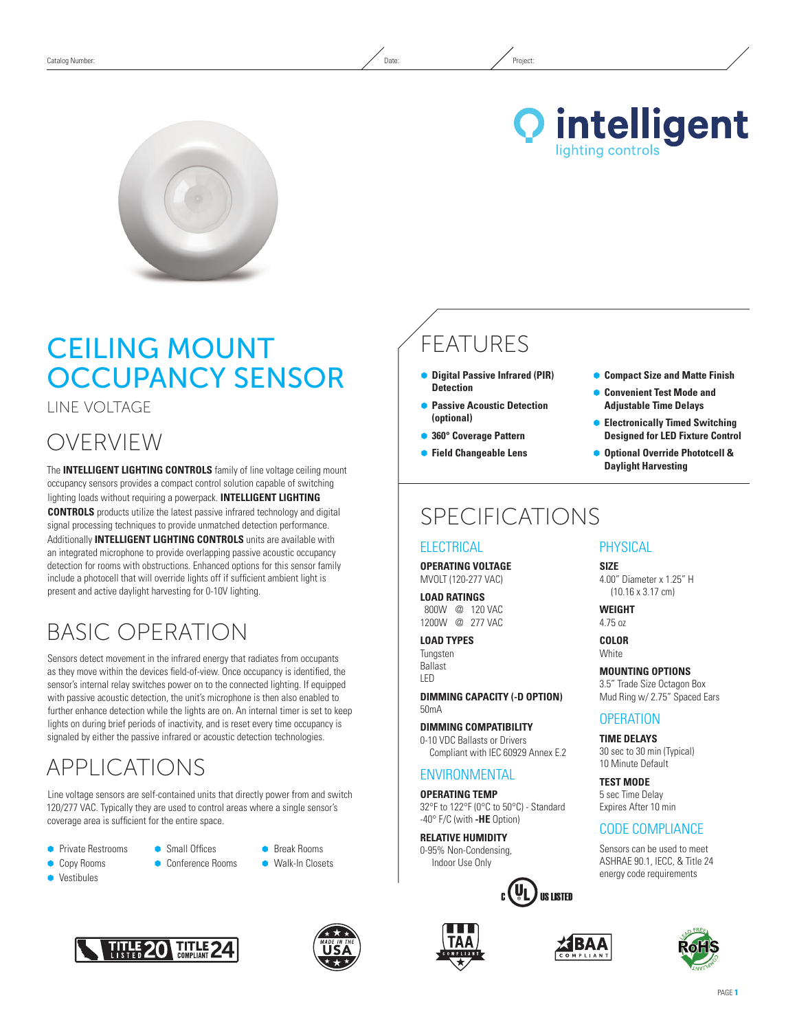Catalog Number: Date: Project:

intelligent
lighting controls

# CEILING MOUNT OCCUPANCY SENSOR

LINE VOLTAGE

## OVERVIEW

The **INTELLIGENT LIGHTING CONTROLS** family of line voltage ceiling mount occupancy sensors provides a compact control solution capable of switching lighting loads without requiring a powerpack. **INTELLIGENT LIGHTING CONTROLS** products utilize the latest passive infrared technology and digital signal processing techniques to provide unmatched detection performance. Additionally **INTELLIGENT LIGHTING CONTROLS** units are available with an integrated microphone to provide overlapping passive acoustic occupancy detection for rooms with obstructions. Enhanced options for this sensor family include a photocell that will override lights off if sufficient ambient light is present and active daylight harvesting for 0-10V lighting.

## BASIC OPERATION

Sensors detect movement in the infrared energy that radiates from occupants as they move within the devices field-of-view. Once occupancy is identified, the sensor's internal relay switches power on to the connected lighting. If equipped with passive acoustic detection, the unit's microphone is then also enabled to further enhance detection while the lights are on. An internal timer is set to keep lights on during brief periods of inactivity, and is reset every time occupancy is signaled by either the passive infrared or acoustic detection technologies.

## APPLICATIONS

Line voltage sensors are self-contained units that directly power from and switch 120/277 VAC. Typically they are used to control areas where a single sensor's coverage area is sufficient for the entire space.

- Private Restrooms
- Copy Rooms
- Vestibules
- Small Offices
- Conference Rooms
- Break Rooms
- Walk-In Closets

## FEATURES

- **Digital Passive Infrared (PIR) Detection**
- **Passive Acoustic Detection (optional)**
- **360° Coverage Pattern**
- **Field Changeable Lens**
- **Compact Size and Matte Finish**
- **Convenient Test Mode and Adjustable Time Delays**
- **Electronically Timed Switching Designed for LED Fixture Control**
- **Optional Override Photocell & Daylight Harvesting**

## SPECIFICATIONS

### ELECTRICAL

**OPERATING VOLTAGE**
MVOLT (120-277 VAC)

**LOAD RATINGS**
800W @ 120 VAC
1200W @ 277 VAC

**LOAD TYPES**
Tungsten
Ballast
LED

**DIMMING CAPACITY (-D OPTION)**
50mA

**DIMMING COMPATIBILITY**
0-10 VDC Ballasts or Drivers
Compliant with IEC 60929 Annex E.2

### ENVIRONMENTAL

**OPERATING TEMP**
32°F to 122°F (0°C to 50°C) - Standard
-40° F/C (with **-HE** Option)

**RELATIVE HUMIDITY**
0-95% Non-Condensing,
Indoor Use Only

### PHYSICAL

**SIZE**
4.00" Diameter x 1.25" H
(10.16 x 3.17 cm)

**WEIGHT**
4.75 oz

**COLOR**
White

**MOUNTING OPTIONS**
3.5" Trade Size Octagon Box
Mud Ring w/ 2.75" Spaced Ears

### OPERATION

**TIME DELAYS**
30 sec to 30 min (Typical)
10 Minute Default

**TEST MODE**
5 sec Time Delay
Expires After 10 min

### CODE COMPLIANCE

Sensors can be used to meet ASHRAE 90.1, IECC, & Title 24 energy code requirements

C UL US LISTED

TITLE 20 LISTED · TITLE 24 COMPLIANT · MADE IN THE USA · TAA COMPLIANT · BAA COMPLIANT · RoHS COMPLIANT LEAD FREE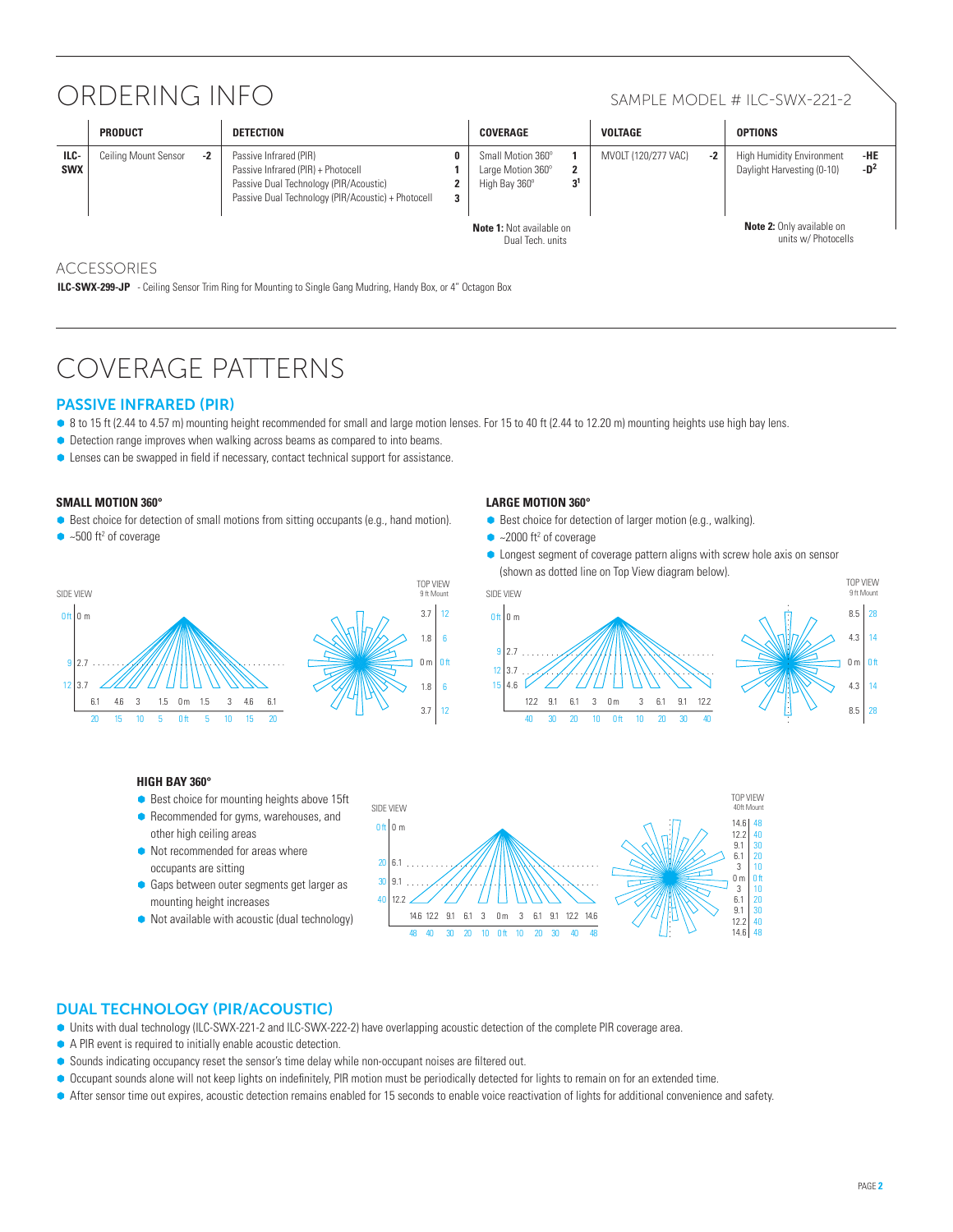# ORDERING INFO

SAMPLE MODEL # ILC-SWX-221-2

| | PRODUCT | | DETECTION | | COVERAGE | | VOLTAGE | | OPTIONS | |
|---|---|---|---|---|---|---|---|---|---|---|
| ILC-SWX | Ceiling Mount Sensor | -2 | Passive Infrared (PIR) | 0 | Small Motion 360° | 1 | MVOLT (120/277 VAC) | -2 | High Humidity Environment | -HE |
| | | | Passive Infrared (PIR) + Photocell | 1 | Large Motion 360° | 2 | | | Daylight Harvesting (0-10) | -D[2] |
| | | | Passive Dual Technology (PIR/Acoustic) | 2 | High Bay 360° | 3[1] | | | | |
| | | | Passive Dual Technology (PIR/Acoustic) + Photocell | 3 | | | | | | |

**Note 1:** Not available on Dual Tech. units

**Note 2:** Only available on units w/ Photocells

## ACCESSORIES

**ILC-SWX-299-JP** - Ceiling Sensor Trim Ring for Mounting to Single Gang Mudring, Handy Box, or 4" Octagon Box

# COVERAGE PATTERNS

## PASSIVE INFRARED (PIR)

- 8 to 15 ft (2.44 to 4.57 m) mounting height recommended for small and large motion lenses. For 15 to 40 ft (2.44 to 12.20 m) mounting heights use high bay lens.
- Detection range improves when walking across beams as compared to into beams.
- Lenses can be swapped in field if necessary, contact technical support for assistance.

### SMALL MOTION 360°

- Best choice for detection of small motions from sitting occupants (e.g., hand motion).
- ~500 ft² of coverage

### LARGE MOTION 360°

- Best choice for detection of larger motion (e.g., walking).
- ~2000 ft² of coverage
- Longest segment of coverage pattern aligns with screw hole axis on sensor (shown as dotted line on Top View diagram below).

### HIGH BAY 360°

- Best choice for mounting heights above 15ft
- Recommended for gyms, warehouses, and other high ceiling areas
- Not recommended for areas where occupants are sitting
- Gaps between outer segments get larger as mounting height increases
- Not available with acoustic (dual technology)

## DUAL TECHNOLOGY (PIR/ACOUSTIC)

- Units with dual technology (ILC-SWX-221-2 and ILC-SWX-222-2) have overlapping acoustic detection of the complete PIR coverage area.
- A PIR event is required to initially enable acoustic detection.
- Sounds indicating occupancy reset the sensor's time delay while non-occupant noises are filtered out.
- Occupant sounds alone will not keep lights on indefinitely, PIR motion must be periodically detected for lights to remain on for an extended time.
- After sensor time out expires, acoustic detection remains enabled for 15 seconds to enable voice reactivation of lights for additional convenience and safety.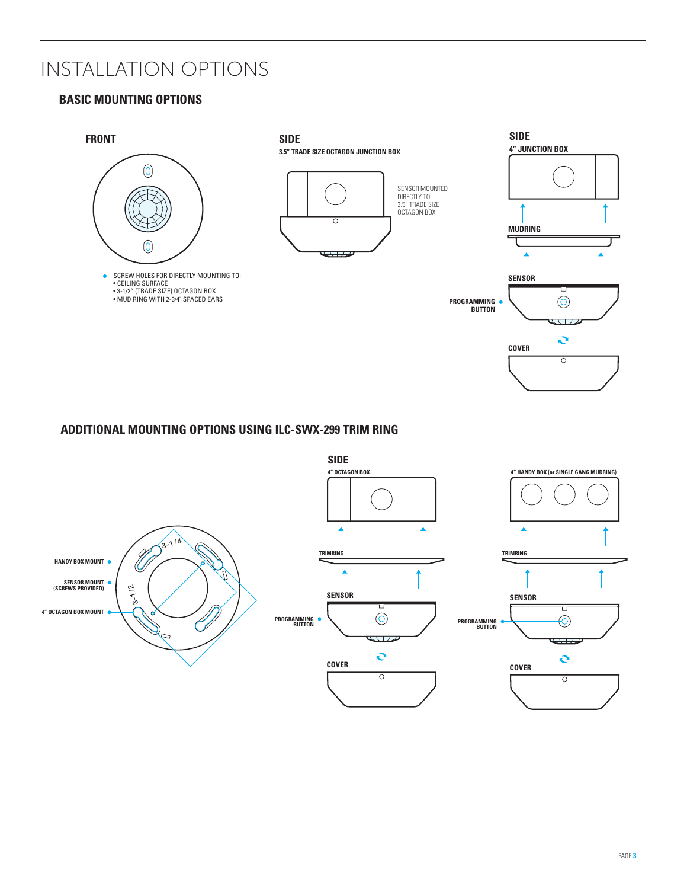# INSTALLATION OPTIONS

## BASIC MOUNTING OPTIONS

**FRONT**

SCREW HOLES FOR DIRECTLY MOUNTING TO:
- CEILING SURFACE
- 3-1/2" (TRADE SIZE) OCTAGON BOX
- MUD RING WITH 2-3/4" SPACED EARS

**SIDE**

**3.5" TRADE SIZE OCTAGON JUNCTION BOX**

SENSOR MOUNTED DIRECTLY TO 3.5" TRADE SIZE OCTAGON BOX

**SIDE**

**4" JUNCTION BOX**

**MUDRING**

**SENSOR**

**PROGRAMMING BUTTON**

**COVER**

## ADDITIONAL MOUNTING OPTIONS USING ILC-SWX-299 TRIM RING

HANDY BOX MOUNT

SENSOR MOUNT (SCREWS PROVIDED)

4" OCTAGON BOX MOUNT

3-1/4

3-1/2

**SIDE**

**4" OCTAGON BOX**

TRIMRING

SENSOR

PROGRAMMING BUTTON

COVER

**4" HANDY BOX (or SINGLE GANG MUDRING)**

TRIMRING

SENSOR

PROGRAMMING BUTTON

COVER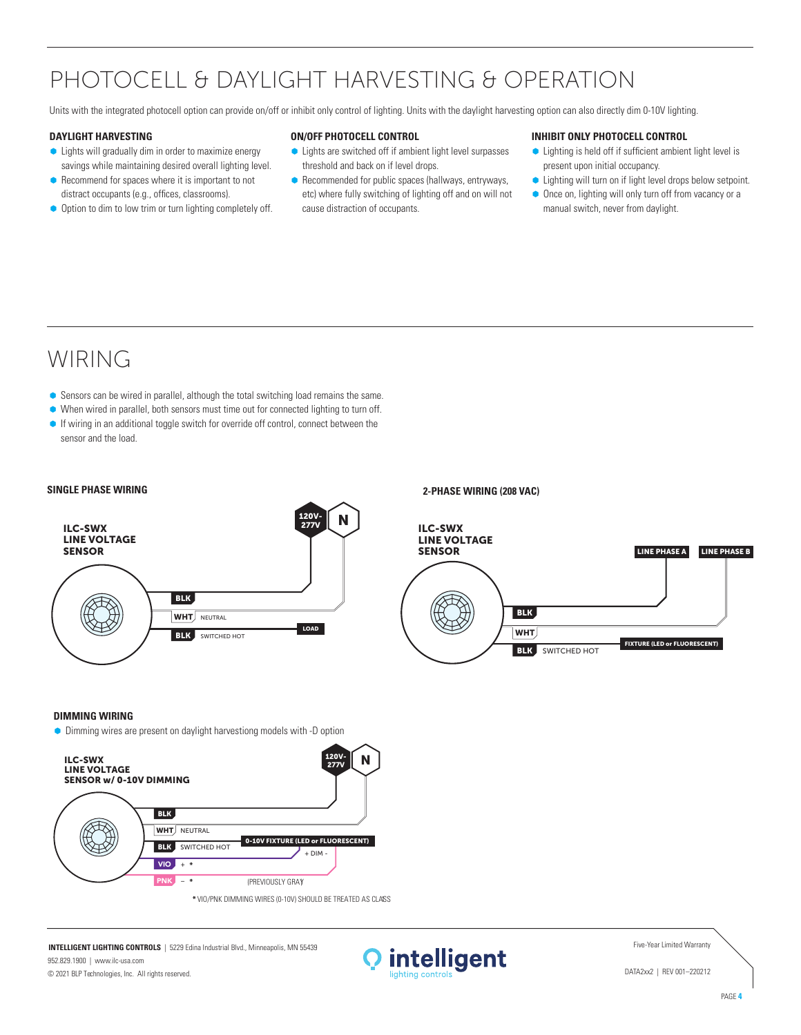# PHOTOCELL & DAYLIGHT HARVESTING & OPERATION

Units with the integrated photocell option can provide on/off or inhibit only control of lighting. Units with the daylight harvesting option can also directly dim 0-10V lighting.

### DAYLIGHT HARVESTING

- Lights will gradually dim in order to maximize energy savings while maintaining desired overall lighting level.
- Recommend for spaces where it is important to not distract occupants (e.g., offices, classrooms).
- Option to dim to low trim or turn lighting completely off.

### ON/OFF PHOTOCELL CONTROL

- Lights are switched off if ambient light level surpasses threshold and back on if level drops.
- Recommended for public spaces (hallways, entryways, etc) where fully switching of lighting off and on will not cause distraction of occupants.

### INHIBIT ONLY PHOTOCELL CONTROL

- Lighting is held off if sufficient ambient light level is present upon initial occupancy.
- Lighting will turn on if light level drops below setpoint.
- Once on, lighting will only turn off from vacancy or a manual switch, never from daylight.

# WIRING

- Sensors can be wired in parallel, although the total switching load remains the same.
- When wired in parallel, both sensors must time out for connected lighting to turn off.
- If wiring in an additional toggle switch for override off control, connect between the sensor and the load.

### SINGLE PHASE WIRING

ILC-SWX LINE VOLTAGE SENSOR

120V-277V

N

BLK

WHT NEUTRAL

BLK SWITCHED HOT

LOAD

### 2-PHASE WIRING (208 VAC)

ILC-SWX LINE VOLTAGE SENSOR

LINE PHASE A

LINE PHASE B

BLK

WHT

BLK SWITCHED HOT

FIXTURE (LED or FLUORESCENT)

### DIMMING WIRING

- Dimming wires are present on daylight harvestiong models with -D option

ILC-SWX LINE VOLTAGE SENSOR w/ 0-10V DIMMING

120V-277V

N

BLK

WHT NEUTRAL

BLK SWITCHED HOT

0-10V FIXTURE (LED or FLUORESCENT)

+ DIM -

VIO + *

PNK – *

(PREVIOUSLY GRAY)

* VIO/PNK DIMMING WIRES (0-10V) SHOULD BE TREATED AS CLASS

**INTELLIGENT LIGHTING CONTROLS** | 5229 Edina Industrial Blvd., Minneapolis, MN 55439
952.829.1900 | www.ilc-usa.com
© 2021 BLP Technologies, Inc. All rights reserved.

intelligent lighting controls

Five-Year Limited Warranty

DATA2xx2 | REV 001–220212